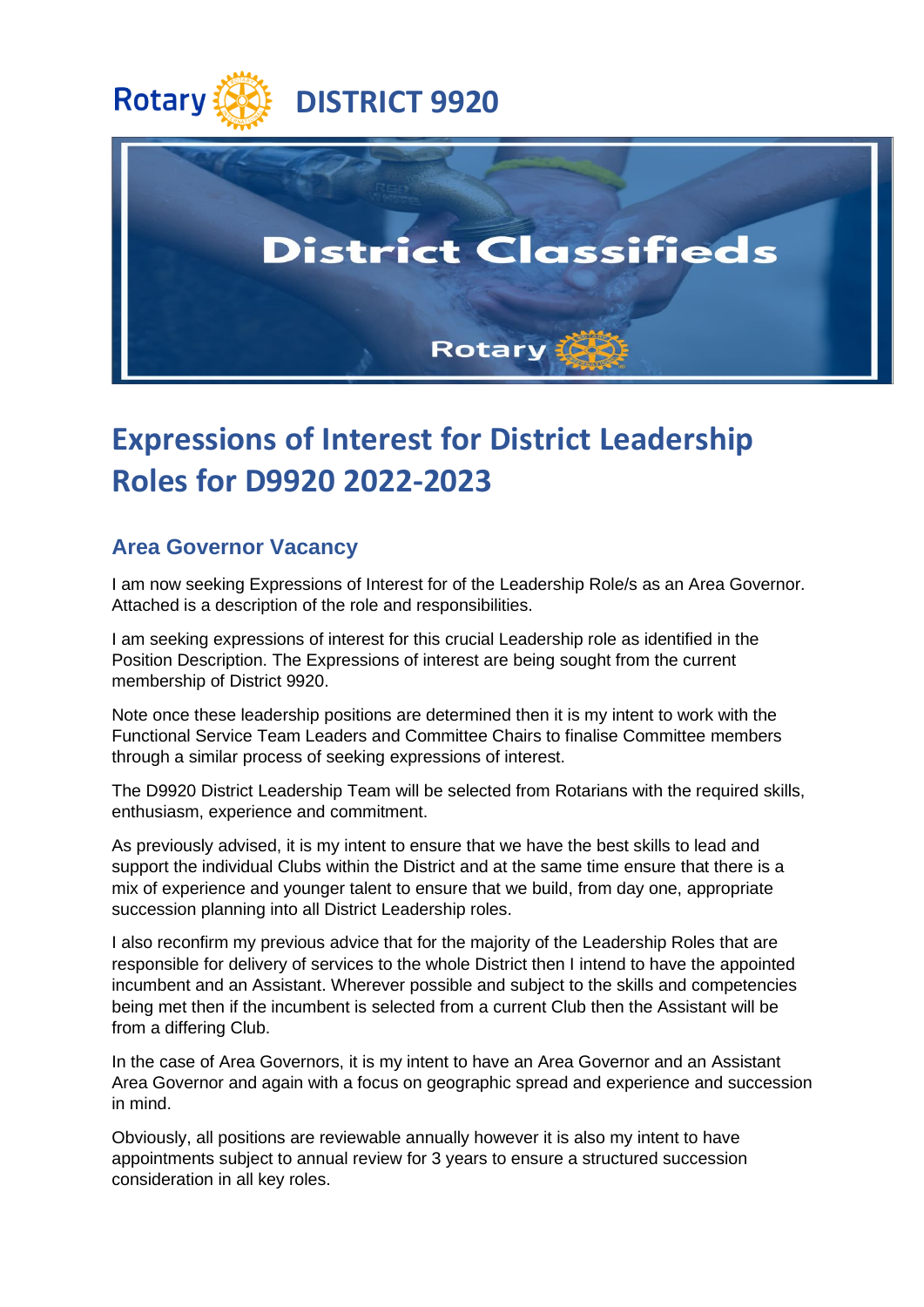Rotary **DISTRICT 9920**

District Classifieds

Rotary

# Expressions of Interest for District Leadership Roles for D9920 2022-2023

## Area Governor Vacancy

I am now seeking Expressions of Interest for of the Leadership Role/s as an Area Governor. Attached is a description of the role and responsibilities.

I am seeking expressions of interest for this crucial Leadership role as identified in the Position Description. The Expressions of interest are being sought from the current membership of District 9920.

Note once these leadership positions are determined then it is my intent to work with the Functional Service Team Leaders and Committee Chairs to finalise Committee members through a similar process of seeking expressions of interest.

The D9920 District Leadership Team will be selected from Rotarians with the required skills, enthusiasm, experience and commitment.

As previously advised, it is my intent to ensure that we have the best skills to lead and support the individual Clubs within the District and at the same time ensure that there is a mix of experience and younger talent to ensure that we build, from day one, appropriate succession planning into all District Leadership roles.

I also reconfirm my previous advice that for the majority of the Leadership Roles that are responsible for delivery of services to the whole District then I intend to have the appointed incumbent and an Assistant. Wherever possible and subject to the skills and competencies being met then if the incumbent is selected from a current Club then the Assistant will be from a differing Club.

In the case of Area Governors, it is my intent to have an Area Governor and an Assistant Area Governor and again with a focus on geographic spread and experience and succession in mind.

Obviously, all positions are reviewable annually however it is also my intent to have appointments subject to annual review for 3 years to ensure a structured succession consideration in all key roles.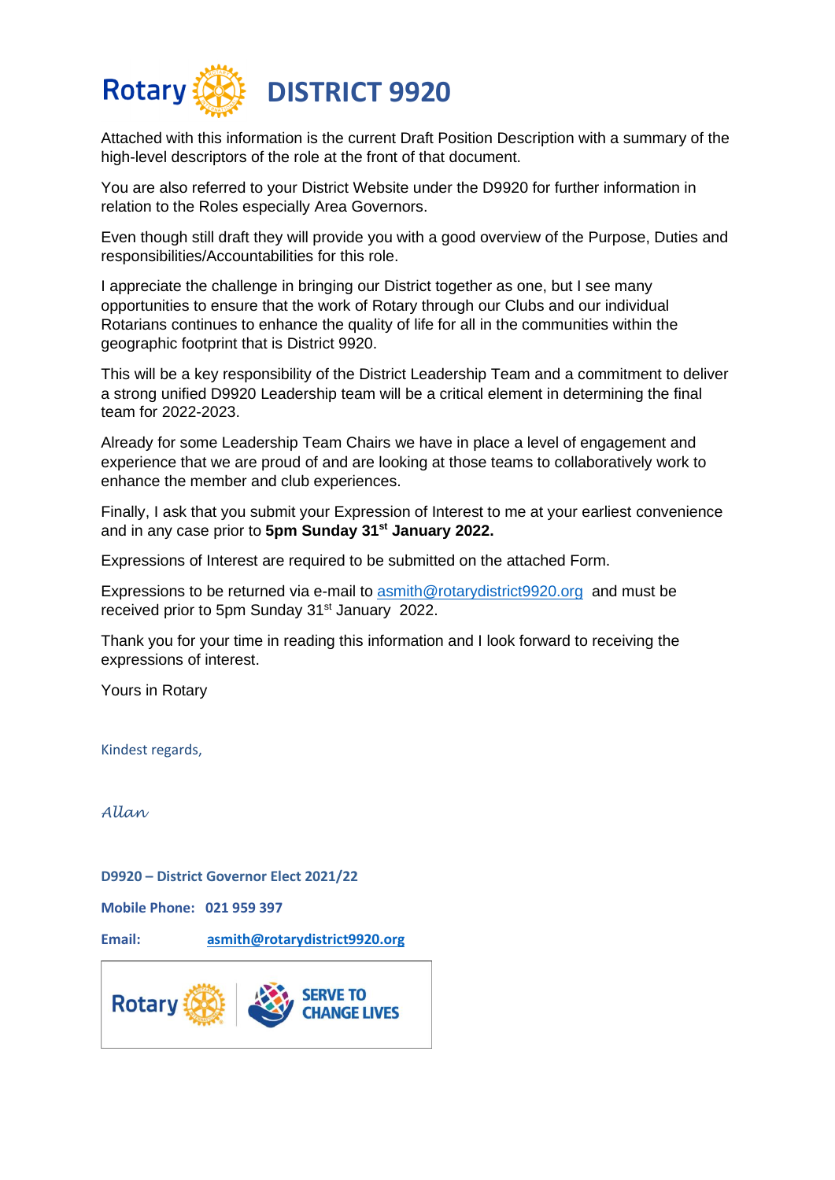# Rotary DISTRICT 9920

Attached with this information is the current Draft Position Description with a summary of the high-level descriptors of the role at the front of that document.

You are also referred to your District Website under the D9920 for further information in relation to the Roles especially Area Governors.

Even though still draft they will provide you with a good overview of the Purpose, Duties and responsibilities/Accountabilities for this role.

I appreciate the challenge in bringing our District together as one, but I see many opportunities to ensure that the work of Rotary through our Clubs and our individual Rotarians continues to enhance the quality of life for all in the communities within the geographic footprint that is District 9920.

This will be a key responsibility of the District Leadership Team and a commitment to deliver a strong unified D9920 Leadership team will be a critical element in determining the final team for 2022-2023.

Already for some Leadership Team Chairs we have in place a level of engagement and experience that we are proud of and are looking at those teams to collaboratively work to enhance the member and club experiences.

Finally, I ask that you submit your Expression of Interest to me at your earliest convenience and in any case prior to **5pm Sunday 31st January 2022.**

Expressions of Interest are required to be submitted on the attached Form.

Expressions to be returned via e-mail to asmith@rotarydistrict9920.org and must be received prior to 5pm Sunday 31st January 2022.

Thank you for your time in reading this information and I look forward to receiving the expressions of interest.

Yours in Rotary

Kindest regards,

*Allan*

**D9920 – District Governor Elect 2021/22**

**Mobile Phone: 021 959 397**

**Email: asmith@rotarydistrict9920.org**

Rotary | SERVE TO CHANGE LIVES